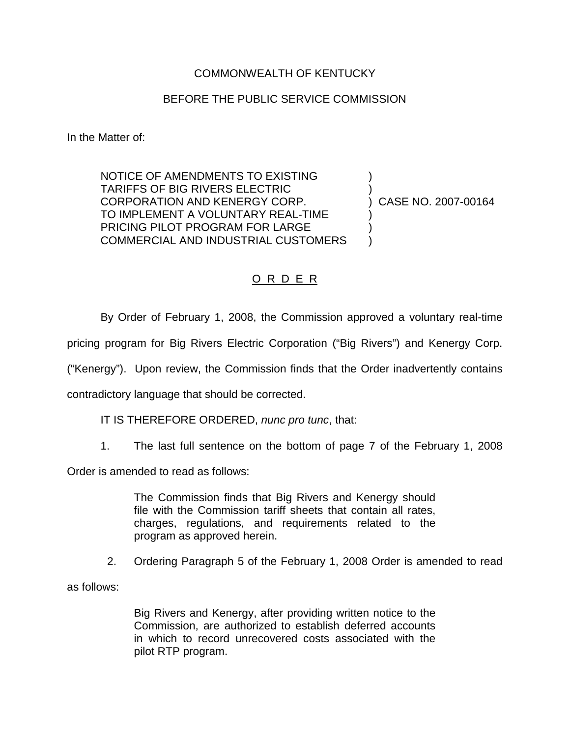COMMONWEALTH OF KENTUCKY

BEFORE THE PUBLIC SERVICE COMMISSION

In the Matter of:

NOTICE OF AMENDMENTS TO EXISTING TARIFFS OF BIG RIVERS ELECTRIC CORPORATION AND KENERGY CORP. TO IMPLEMENT A VOLUNTARY REAL-TIME PRICING PILOT PROGRAM FOR LARGE COMMERCIAL AND INDUSTRIAL CUSTOMERS ) CASE NO. 2007-00164

# O R D E R

By Order of February 1, 2008, the Commission approved a voluntary real-time pricing program for Big Rivers Electric Corporation ("Big Rivers") and Kenergy Corp. ("Kenergy"). Upon review, the Commission finds that the Order inadvertently contains contradictory language that should be corrected.

IT IS THEREFORE ORDERED, *nunc pro tunc*, that:

1. The last full sentence on the bottom of page 7 of the February 1, 2008 Order is amended to read as follows:

> The Commission finds that Big Rivers and Kenergy should file with the Commission tariff sheets that contain all rates, charges, regulations, and requirements related to the program as approved herein.

2. Ordering Paragraph 5 of the February 1, 2008 Order is amended to read as follows:

> Big Rivers and Kenergy, after providing written notice to the Commission, are authorized to establish deferred accounts in which to record unrecovered costs associated with the pilot RTP program.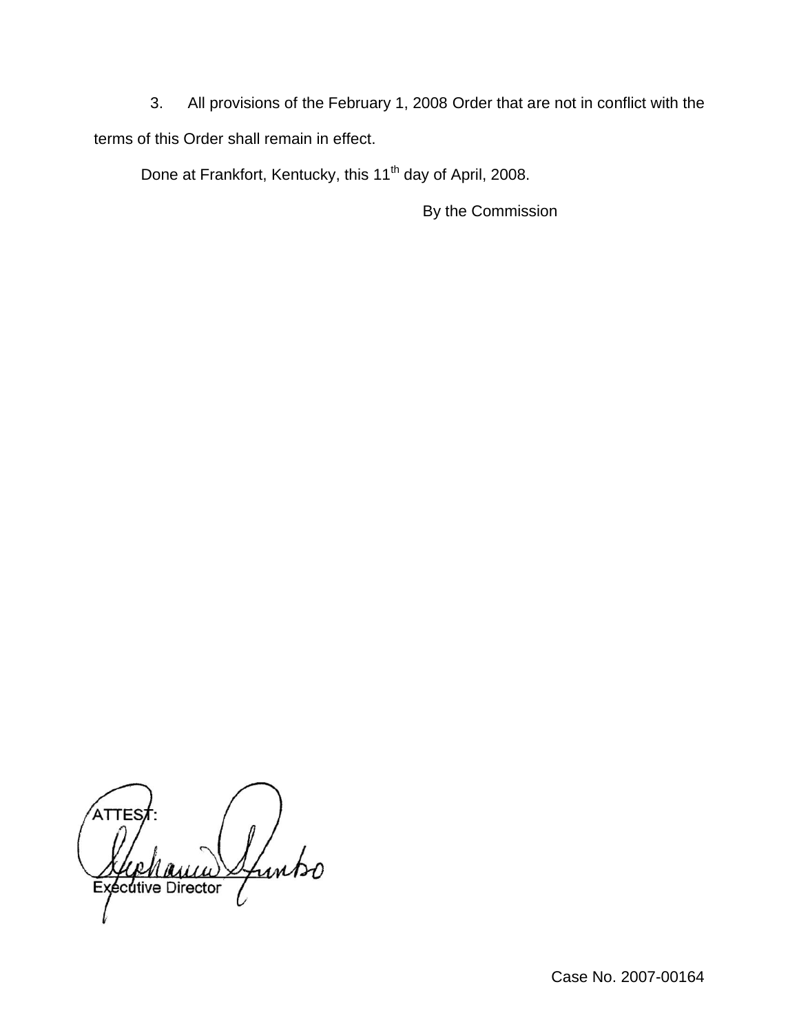3. All provisions of the February 1, 2008 Order that are not in conflict with the terms of this Order shall remain in effect.

Done at Frankfort, Kentucky, this 11th day of April, 2008.

By the Commission

ATTEST:

Executive Director

Case No. 2007-00164